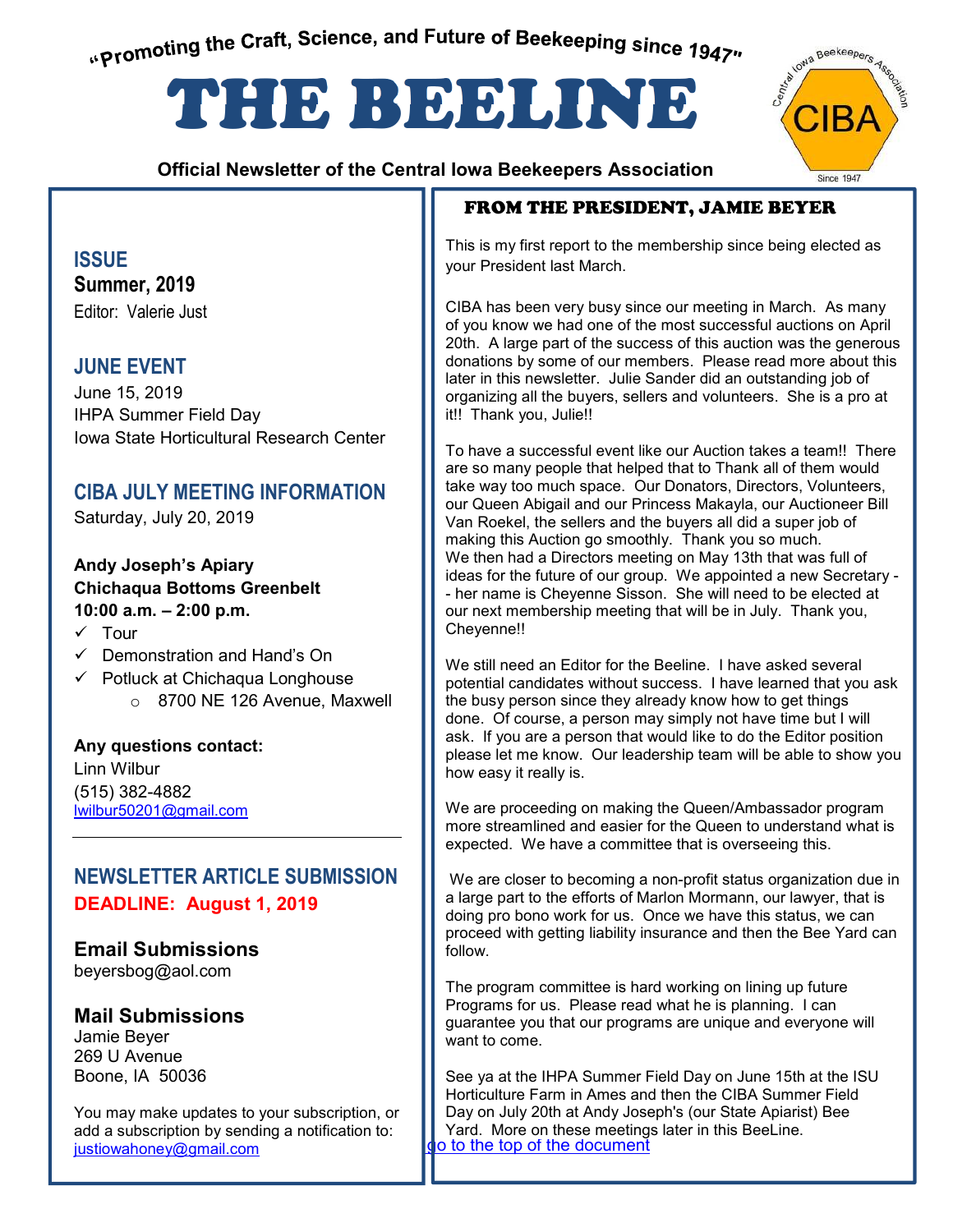"Promoting the Craft, Science, and Future of Beekeeping since 1947"

# THE BEELINE

**Official Newsletter of the Central Iowa Beekeepers Association**

## ISSUE

**Summer, 2019**

Editor: Valerie Just

## JUNE EVENT

June 15, 2019
IHPA Summer Field Day
Iowa State Horticultural Research Center

## CIBA JULY MEETING INFORMATION

Saturday, July 20, 2019

**Andy Joseph's Apiary**
**Chichaqua Bottoms Greenbelt**
**10:00 a.m. – 2:00 p.m.**

- ✓ Tour
- ✓ Demonstration and Hand's On
- ✓ Potluck at Chichaqua Longhouse
  - 8700 NE 126 Avenue, Maxwell

**Any questions contact:**
Linn Wilbur
(515) 382-4882
lwilbur50201@gmail.com

## NEWSLETTER ARTICLE SUBMISSION

**DEADLINE: August 1, 2019**

### Email Submissions

beyersbog@aol.com

### Mail Submissions

Jamie Beyer
269 U Avenue
Boone, IA 50036

You may make updates to your subscription, or add a subscription by sending a notification to: justiowahoney@gmail.com

## FROM THE PRESIDENT, JAMIE BEYER

This is my first report to the membership since being elected as your President last March.

CIBA has been very busy since our meeting in March. As many of you know we had one of the most successful auctions on April 20th. A large part of the success of this auction was the generous donations by some of our members. Please read more about this later in this newsletter. Julie Sander did an outstanding job of organizing all the buyers, sellers and volunteers. She is a pro at it!! Thank you, Julie!!

To have a successful event like our Auction takes a team!! There are so many people that helped that to Thank all of them would take way too much space. Our Donators, Directors, Volunteers, our Queen Abigail and our Princess Makayla, our Auctioneer Bill Van Roekel, the sellers and the buyers all did a super job of making this Auction go smoothly. Thank you so much.
We then had a Directors meeting on May 13th that was full of ideas for the future of our group. We appointed a new Secretary -- her name is Cheyenne Sisson. She will need to be elected at our next membership meeting that will be in July. Thank you, Cheyenne!!

We still need an Editor for the Beeline. I have asked several potential candidates without success. I have learned that you ask the busy person since they already know how to get things done. Of course, a person may simply not have time but I will ask. If you are a person that would like to do the Editor position please let me know. Our leadership team will be able to show you how easy it really is.

We are proceeding on making the Queen/Ambassador program more streamlined and easier for the Queen to understand what is expected. We have a committee that is overseeing this.

We are closer to becoming a non-profit status organization due in a large part to the efforts of Marlon Mormann, our lawyer, that is doing pro bono work for us. Once we have this status, we can proceed with getting liability insurance and then the Bee Yard can follow.

The program committee is hard working on lining up future Programs for us. Please read what he is planning. I can guarantee you that our programs are unique and everyone will want to come.

See ya at the IHPA Summer Field Day on June 15th at the ISU Horticulture Farm in Ames and then the CIBA Summer Field Day on July 20th at Andy Joseph's (our State Apiarist) Bee Yard. More on these meetings later in this BeeLine.

go to the top of the document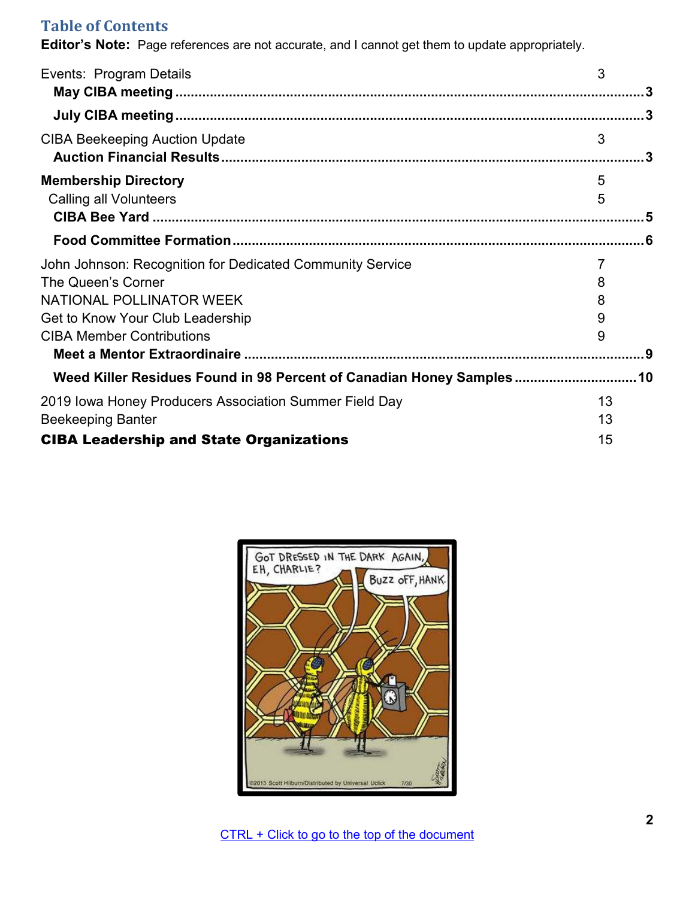## Table of Contents

**Editor's Note:** Page references are not accurate, and I cannot get them to update appropriately.

Events: Program Details 3

**May CIBA meeting** ..........3

**July CIBA meeting** ..........3

CIBA Beekeeping Auction Update 3

**Auction Financial Results** ..........3

**Membership Directory** 5

Calling all Volunteers 5

**CIBA Bee Yard** ..........5

**Food Committee Formation** ..........6

John Johnson: Recognition for Dedicated Community Service 7

The Queen's Corner 8

NATIONAL POLLINATOR WEEK 8

Get to Know Your Club Leadership 9

CIBA Member Contributions 9

**Meet a Mentor Extraordinaire** ..........9

**Weed Killer Residues Found in 98 Percent of Canadian Honey Samples** ..........10

2019 Iowa Honey Producers Association Summer Field Day 13

Beekeeping Banter 13

**CIBA Leadership and State Organizations** 15

CTRL + Click to go to the top of the document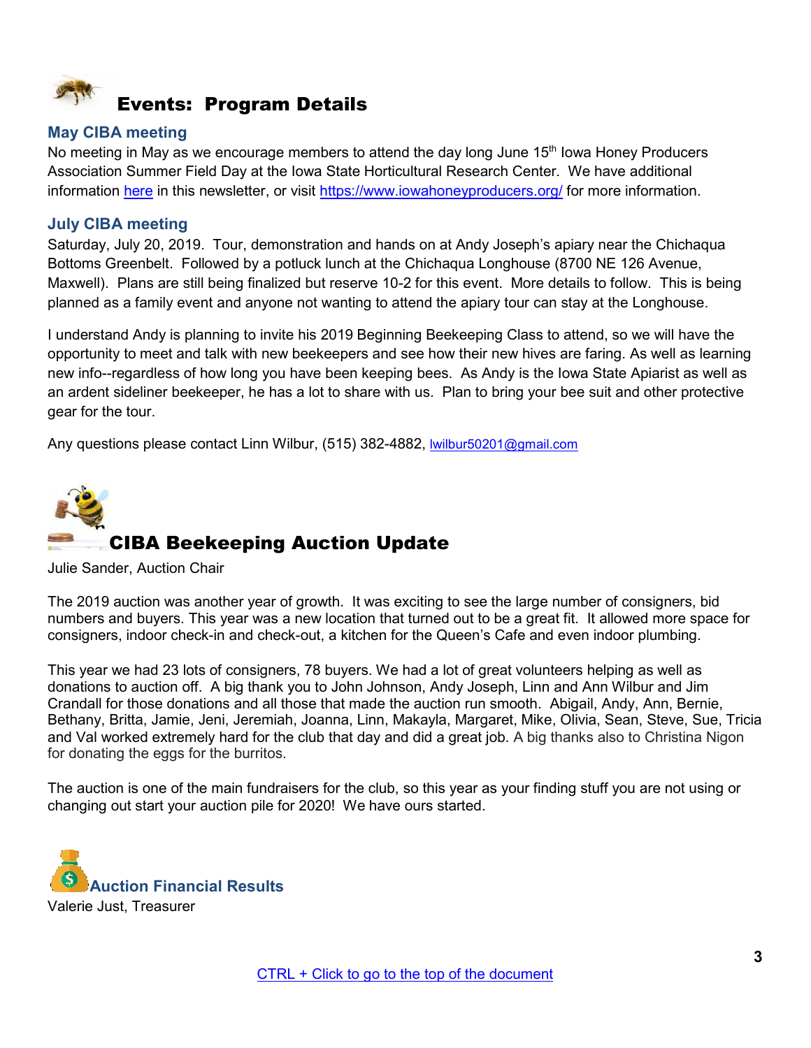# Events: Program Details

### May CIBA meeting

No meeting in May as we encourage members to attend the day long June 15th Iowa Honey Producers Association Summer Field Day at the Iowa State Horticultural Research Center. We have additional information here in this newsletter, or visit https://www.iowahoneyproducers.org/ for more information.

### July CIBA meeting

Saturday, July 20, 2019. Tour, demonstration and hands on at Andy Joseph's apiary near the Chichaqua Bottoms Greenbelt. Followed by a potluck lunch at the Chichaqua Longhouse (8700 NE 126 Avenue, Maxwell). Plans are still being finalized but reserve 10-2 for this event. More details to follow. This is being planned as a family event and anyone not wanting to attend the apiary tour can stay at the Longhouse.

I understand Andy is planning to invite his 2019 Beginning Beekeeping Class to attend, so we will have the opportunity to meet and talk with new beekeepers and see how their new hives are faring. As well as learning new info--regardless of how long you have been keeping bees. As Andy is the Iowa State Apiarist as well as an ardent sideliner beekeeper, he has a lot to share with us. Plan to bring your bee suit and other protective gear for the tour.

Any questions please contact Linn Wilbur, (515) 382-4882, lwilbur50201@gmail.com

# CIBA Beekeeping Auction Update

Julie Sander, Auction Chair

The 2019 auction was another year of growth. It was exciting to see the large number of consigners, bid numbers and buyers. This year was a new location that turned out to be a great fit. It allowed more space for consigners, indoor check-in and check-out, a kitchen for the Queen's Cafe and even indoor plumbing.

This year we had 23 lots of consigners, 78 buyers. We had a lot of great volunteers helping as well as donations to auction off. A big thank you to John Johnson, Andy Joseph, Linn and Ann Wilbur and Jim Crandall for those donations and all those that made the auction run smooth. Abigail, Andy, Ann, Bernie, Bethany, Britta, Jamie, Jeni, Jeremiah, Joanna, Linn, Makayla, Margaret, Mike, Olivia, Sean, Steve, Sue, Tricia and Val worked extremely hard for the club that day and did a great job. A big thanks also to Christina Nigon for donating the eggs for the burritos.

The auction is one of the main fundraisers for the club, so this year as your finding stuff you are not using or changing out start your auction pile for 2020! We have ours started.

### Auction Financial Results

Valerie Just, Treasurer

CTRL + Click to go to the top of the document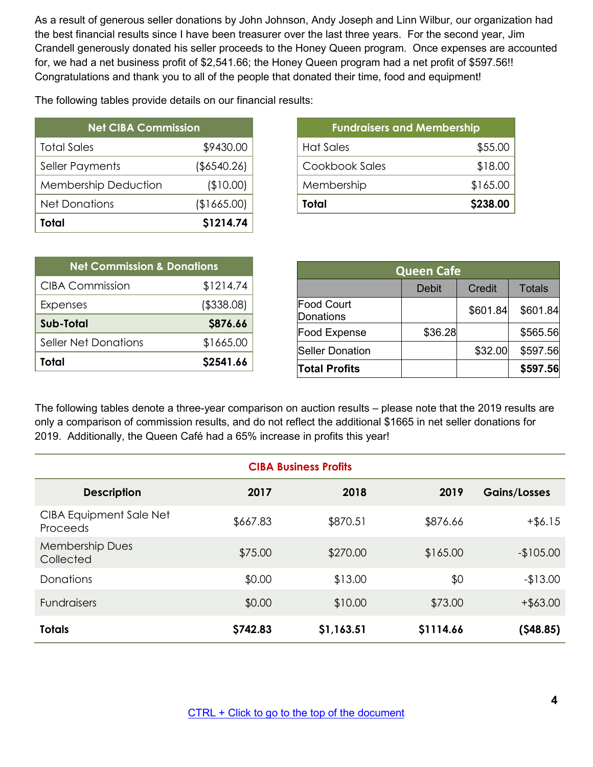As a result of generous seller donations by John Johnson, Andy Joseph and Linn Wilbur, our organization had the best financial results since I have been treasurer over the last three years. For the second year, Jim Crandell generously donated his seller proceeds to the Honey Queen program. Once expenses are accounted for, we had a net business profit of $2,541.66; the Honey Queen program had a net profit of $597.56!! Congratulations and thank you to all of the people that donated their time, food and equipment!

The following tables provide details on our financial results:

| Net CIBA Commission | |
|---|---|
| Total Sales | $9430.00 |
| Seller Payments | ($6540.26) |
| Membership Deduction | ($10.00) |
| Net Donations | ($1665.00) |
| **Total** | **$1214.74** |

| Fundraisers and Membership | |
|---|---|
| Hat Sales | $55.00 |
| Cookbook Sales | $18.00 |
| Membership | $165.00 |
| **Total** | **$238.00** |

| Net Commission & Donations | |
|---|---|
| CIBA Commission | $1214.74 |
| Expenses | ($338.08) |
| **Sub-Total** | **$876.66** |
| Seller Net Donations | $1665.00 |
| **Total** | **$2541.66** |

| Queen Cafe | | | |
|---|---|---|---|
| | Debit | Credit | Totals |
| Food Court Donations | | $601.84 | $601.84 |
| Food Expense | $36.28 | | $565.56 |
| Seller Donation | | $32.00 | $597.56 |
| **Total Profits** | | | **$597.56** |

The following tables denote a three-year comparison on auction results – please note that the 2019 results are only a comparison of commission results, and do not reflect the additional $1665 in net seller donations for 2019. Additionally, the Queen Café had a 65% increase in profits this year!

| CIBA Business Profits | | | | |
|---|---|---|---|---|
| **Description** | **2017** | **2018** | **2019** | **Gains/Losses** |
| CIBA Equipment Sale Net Proceeds | $667.83 | $870.51 | $876.66 | +$6.15 |
| Membership Dues Collected | $75.00 | $270.00 | $165.00 | -$105.00 |
| Donations | $0.00 | $13.00 | $0 | -$13.00 |
| Fundraisers | $0.00 | $10.00 | $73.00 | +$63.00 |
| **Totals** | **$742.83** | **$1,163.51** | **$1114.66** | **($48.85)** |

CTRL + Click to go to the top of the document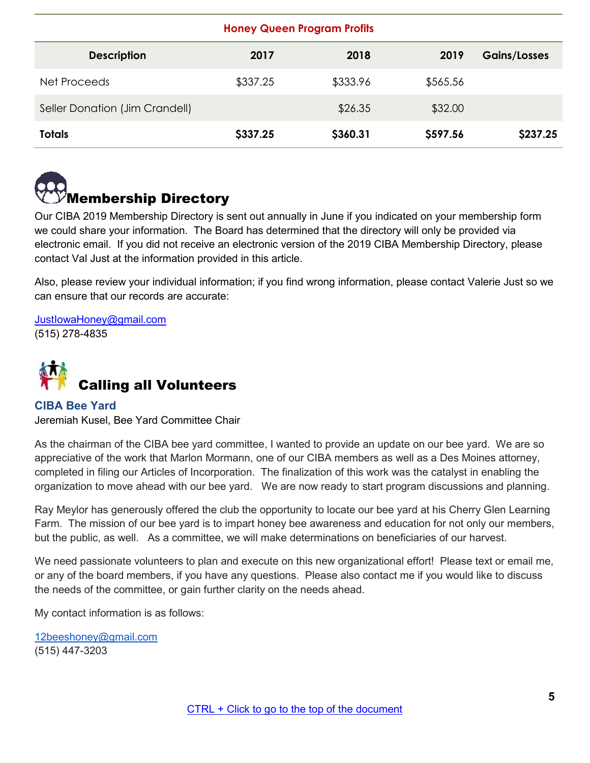**Honey Queen Program Profits**

| Description | 2017 | 2018 | 2019 | Gains/Losses |
|---|---|---|---|---|
| Net Proceeds | $337.25 | $333.96 | $565.56 | |
| Seller Donation (Jim Crandell) | | $26.35 | $32.00 | |
| **Totals** | **$337.25** | **$360.31** | **$597.56** | **$237.25** |

## Membership Directory

Our CIBA 2019 Membership Directory is sent out annually in June if you indicated on your membership form we could share your information. The Board has determined that the directory will only be provided via electronic email. If you did not receive an electronic version of the 2019 CIBA Membership Directory, please contact Val Just at the information provided in this article.

Also, please review your individual information; if you find wrong information, please contact Valerie Just so we can ensure that our records are accurate:

JustIowaHoney@gmail.com
(515) 278-4835

## Calling all Volunteers

### CIBA Bee Yard

Jeremiah Kusel, Bee Yard Committee Chair

As the chairman of the CIBA bee yard committee, I wanted to provide an update on our bee yard. We are so appreciative of the work that Marlon Mormann, one of our CIBA members as well as a Des Moines attorney, completed in filing our Articles of Incorporation. The finalization of this work was the catalyst in enabling the organization to move ahead with our bee yard. We are now ready to start program discussions and planning.

Ray Meylor has generously offered the club the opportunity to locate our bee yard at his Cherry Glen Learning Farm. The mission of our bee yard is to impart honey bee awareness and education for not only our members, but the public, as well. As a committee, we will make determinations on beneficiaries of our harvest.

We need passionate volunteers to plan and execute on this new organizational effort! Please text or email me, or any of the board members, if you have any questions. Please also contact me if you would like to discuss the needs of the committee, or gain further clarity on the needs ahead.

My contact information is as follows:

12beeshoney@gmail.com
(515) 447-3203

CTRL + Click to go to the top of the document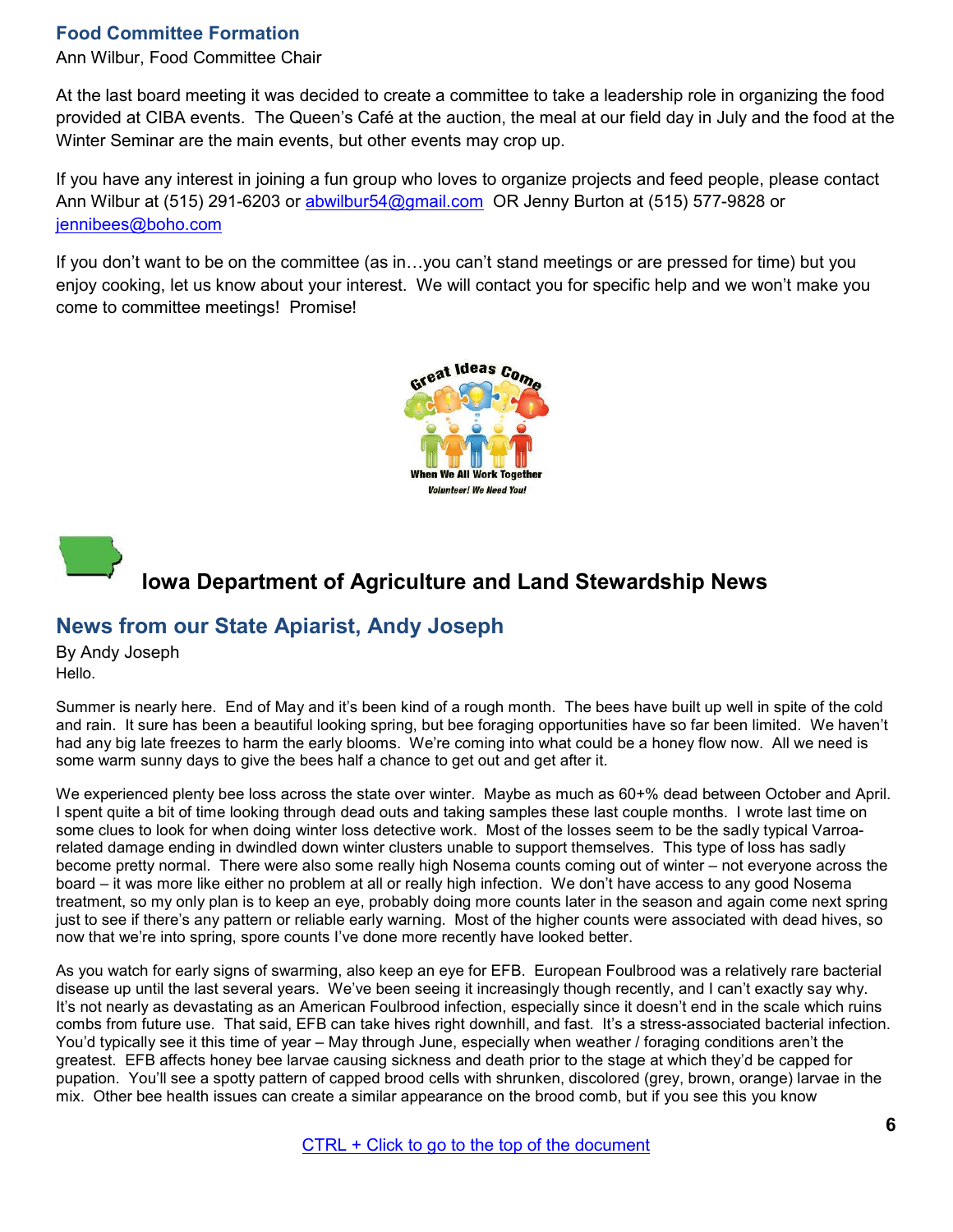## Food Committee Formation

Ann Wilbur, Food Committee Chair

At the last board meeting it was decided to create a committee to take a leadership role in organizing the food provided at CIBA events. The Queen's Café at the auction, the meal at our field day in July and the food at the Winter Seminar are the main events, but other events may crop up.

If you have any interest in joining a fun group who loves to organize projects and feed people, please contact Ann Wilbur at (515) 291-6203 or abwilbur54@gmail.com OR Jenny Burton at (515) 577-9828 or jennibees@boho.com

If you don't want to be on the committee (as in…you can't stand meetings or are pressed for time) but you enjoy cooking, let us know about your interest. We will contact you for specific help and we won't make you come to committee meetings! Promise!

# Iowa Department of Agriculture and Land Stewardship News

## News from our State Apiarist, Andy Joseph

By Andy Joseph

Hello.

Summer is nearly here. End of May and it's been kind of a rough month. The bees have built up well in spite of the cold and rain. It sure has been a beautiful looking spring, but bee foraging opportunities have so far been limited. We haven't had any big late freezes to harm the early blooms. We're coming into what could be a honey flow now. All we need is some warm sunny days to give the bees half a chance to get out and get after it.

We experienced plenty bee loss across the state over winter. Maybe as much as 60+% dead between October and April. I spent quite a bit of time looking through dead outs and taking samples these last couple months. I wrote last time on some clues to look for when doing winter loss detective work. Most of the losses seem to be the sadly typical Varroa-related damage ending in dwindled down winter clusters unable to support themselves. This type of loss has sadly become pretty normal. There were also some really high Nosema counts coming out of winter – not everyone across the board – it was more like either no problem at all or really high infection. We don't have access to any good Nosema treatment, so my only plan is to keep an eye, probably doing more counts later in the season and again come next spring just to see if there's any pattern or reliable early warning. Most of the higher counts were associated with dead hives, so now that we're into spring, spore counts I've done more recently have looked better.

As you watch for early signs of swarming, also keep an eye for EFB. European Foulbrood was a relatively rare bacterial disease up until the last several years. We've been seeing it increasingly though recently, and I can't exactly say why. It's not nearly as devastating as an American Foulbrood infection, especially since it doesn't end in the scale which ruins combs from future use. That said, EFB can take hives right downhill, and fast. It's a stress-associated bacterial infection. You'd typically see it this time of year – May through June, especially when weather / foraging conditions aren't the greatest. EFB affects honey bee larvae causing sickness and death prior to the stage at which they'd be capped for pupation. You'll see a spotty pattern of capped brood cells with shrunken, discolored (grey, brown, orange) larvae in the mix. Other bee health issues can create a similar appearance on the brood comb, but if you see this you know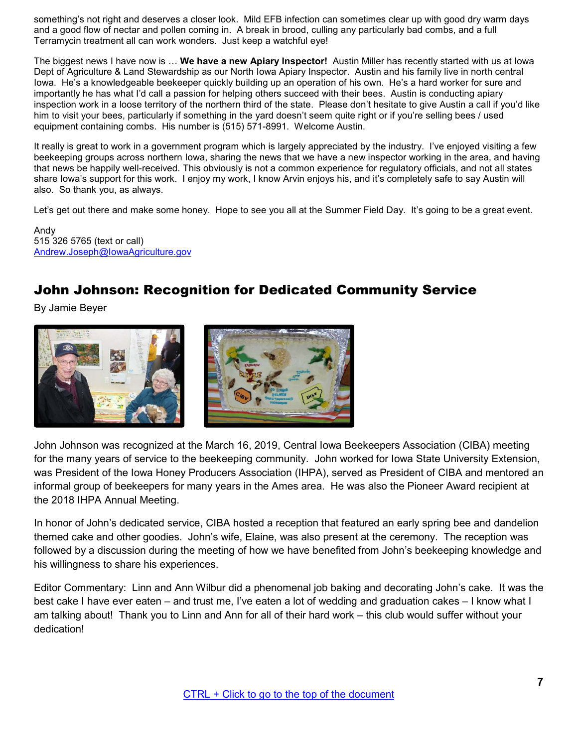something's not right and deserves a closer look. Mild EFB infection can sometimes clear up with good dry warm days and a good flow of nectar and pollen coming in. A break in brood, culling any particularly bad combs, and a full Terramycin treatment all can work wonders. Just keep a watchful eye!

The biggest news I have now is … **We have a new Apiary Inspector!** Austin Miller has recently started with us at Iowa Dept of Agriculture & Land Stewardship as our North Iowa Apiary Inspector. Austin and his family live in north central Iowa. He's a knowledgeable beekeeper quickly building up an operation of his own. He's a hard worker for sure and importantly he has what I'd call a passion for helping others succeed with their bees. Austin is conducting apiary inspection work in a loose territory of the northern third of the state. Please don't hesitate to give Austin a call if you'd like him to visit your bees, particularly if something in the yard doesn't seem quite right or if you're selling bees / used equipment containing combs. His number is (515) 571-8991. Welcome Austin.

It really is great to work in a government program which is largely appreciated by the industry. I've enjoyed visiting a few beekeeping groups across northern Iowa, sharing the news that we have a new inspector working in the area, and having that news be happily well-received. This obviously is not a common experience for regulatory officials, and not all states share Iowa's support for this work. I enjoy my work, I know Arvin enjoys his, and it's completely safe to say Austin will also. So thank you, as always.

Let's get out there and make some honey. Hope to see you all at the Summer Field Day. It's going to be a great event.

Andy
515 326 5765 (text or call)
Andrew.Joseph@IowaAgriculture.gov

## John Johnson: Recognition for Dedicated Community Service

By Jamie Beyer

John Johnson was recognized at the March 16, 2019, Central Iowa Beekeepers Association (CIBA) meeting for the many years of service to the beekeeping community. John worked for Iowa State University Extension, was President of the Iowa Honey Producers Association (IHPA), served as President of CIBA and mentored an informal group of beekeepers for many years in the Ames area. He was also the Pioneer Award recipient at the 2018 IHPA Annual Meeting.

In honor of John's dedicated service, CIBA hosted a reception that featured an early spring bee and dandelion themed cake and other goodies. John's wife, Elaine, was also present at the ceremony. The reception was followed by a discussion during the meeting of how we have benefited from John's beekeeping knowledge and his willingness to share his experiences.

Editor Commentary: Linn and Ann Wilbur did a phenomenal job baking and decorating John's cake. It was the best cake I have ever eaten – and trust me, I've eaten a lot of wedding and graduation cakes – I know what I am talking about! Thank you to Linn and Ann for all of their hard work – this club would suffer without your dedication!

CTRL + Click to go to the top of the document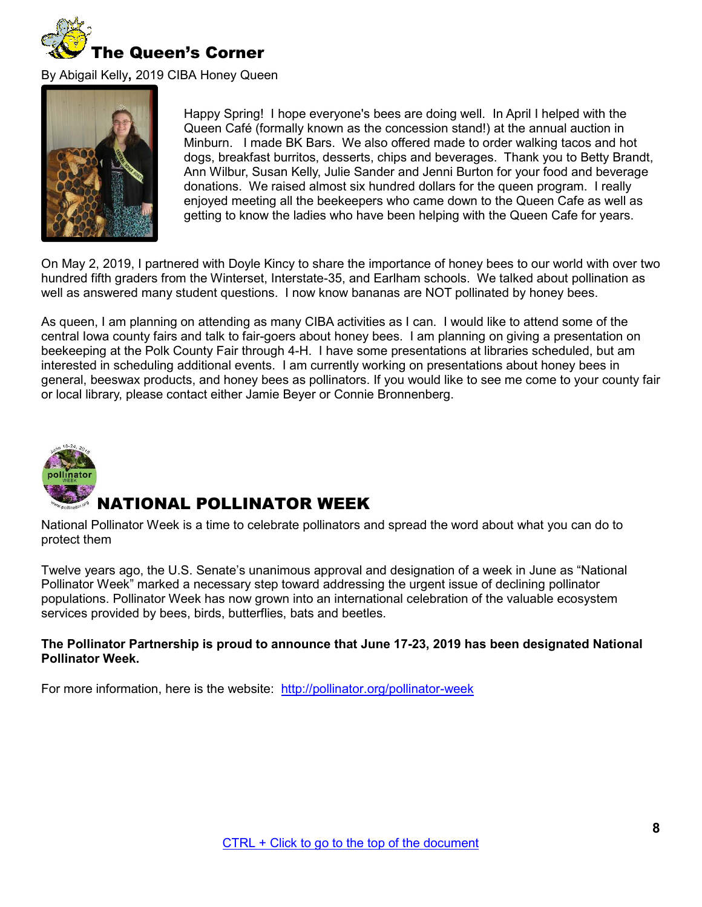## The Queen's Corner

By Abigail Kelly**,** 2019 CIBA Honey Queen

Happy Spring! I hope everyone's bees are doing well. In April I helped with the Queen Café (formally known as the concession stand!) at the annual auction in Minburn. I made BK Bars. We also offered made to order walking tacos and hot dogs, breakfast burritos, desserts, chips and beverages. Thank you to Betty Brandt, Ann Wilbur, Susan Kelly, Julie Sander and Jenni Burton for your food and beverage donations. We raised almost six hundred dollars for the queen program. I really enjoyed meeting all the beekeepers who came down to the Queen Cafe as well as getting to know the ladies who have been helping with the Queen Cafe for years.

On May 2, 2019, I partnered with Doyle Kincy to share the importance of honey bees to our world with over two hundred fifth graders from the Winterset, Interstate-35, and Earlham schools. We talked about pollination as well as answered many student questions. I now know bananas are NOT pollinated by honey bees.

As queen, I am planning on attending as many CIBA activities as I can. I would like to attend some of the central Iowa county fairs and talk to fair-goers about honey bees. I am planning on giving a presentation on beekeeping at the Polk County Fair through 4-H. I have some presentations at libraries scheduled, but am interested in scheduling additional events. I am currently working on presentations about honey bees in general, beeswax products, and honey bees as pollinators. If you would like to see me come to your county fair or local library, please contact either Jamie Beyer or Connie Bronnenberg.

## NATIONAL POLLINATOR WEEK

National Pollinator Week is a time to celebrate pollinators and spread the word about what you can do to protect them

Twelve years ago, the U.S. Senate's unanimous approval and designation of a week in June as "National Pollinator Week" marked a necessary step toward addressing the urgent issue of declining pollinator populations. Pollinator Week has now grown into an international celebration of the valuable ecosystem services provided by bees, birds, butterflies, bats and beetles.

**The Pollinator Partnership is proud to announce that June 17-23, 2019 has been designated National Pollinator Week.**

For more information, here is the website: [http://pollinator.org/pollinator-week](http://pollinator.org/pollinator-week)

CTRL + Click to go to the top of the document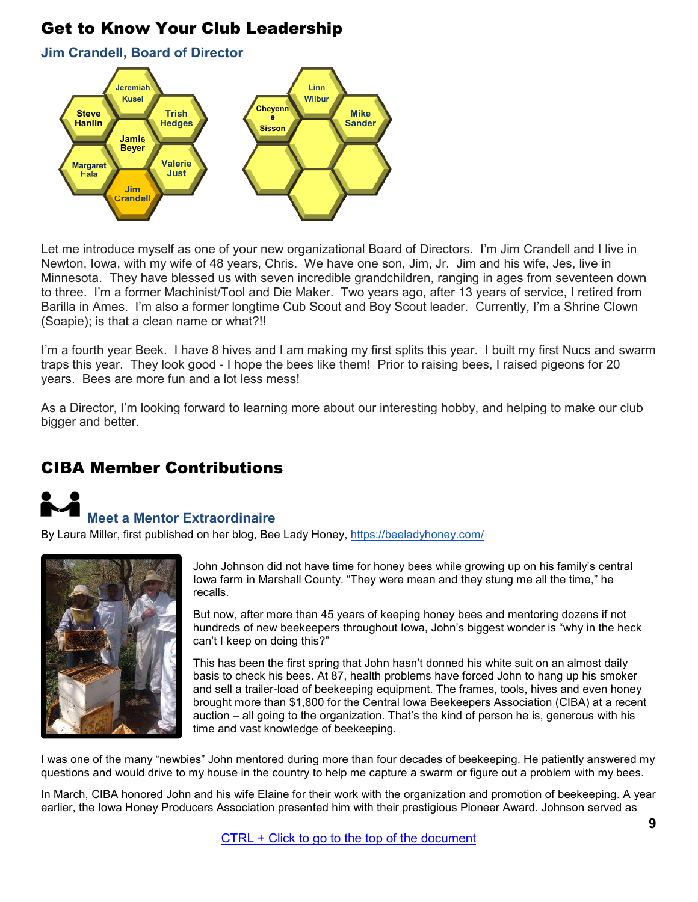## Get to Know Your Club Leadership

### Jim Crandell, Board of Director

Jeremiah Kusel, Steve Hanlin, Trish Hedges, Jamie Beyer, Margaret Hala, Valerie Just, Jim Crandell, Linn Wilbur, Cheyenne Sisson, Mike Sander

Let me introduce myself as one of your new organizational Board of Directors. I'm Jim Crandell and I live in Newton, Iowa, with my wife of 48 years, Chris. We have one son, Jim, Jr. Jim and his wife, Jes, live in Minnesota. They have blessed us with seven incredible grandchildren, ranging in ages from seventeen down to three. I'm a former Machinist/Tool and Die Maker. Two years ago, after 13 years of service, I retired from Barilla in Ames. I'm also a former longtime Cub Scout and Boy Scout leader. Currently, I'm a Shrine Clown (Soapie); is that a clean name or what?!!

I'm a fourth year Beek. I have 8 hives and I am making my first splits this year. I built my first Nucs and swarm traps this year. They look good - I hope the bees like them! Prior to raising bees, I raised pigeons for 20 years. Bees are more fun and a lot less mess!

As a Director, I'm looking forward to learning more about our interesting hobby, and helping to make our club bigger and better.

## CIBA Member Contributions

### Meet a Mentor Extraordinaire

By Laura Miller, first published on her blog, Bee Lady Honey, https://beeladyhoney.com/

John Johnson did not have time for honey bees while growing up on his family's central Iowa farm in Marshall County. "They were mean and they stung me all the time," he recalls.

But now, after more than 45 years of keeping honey bees and mentoring dozens if not hundreds of new beekeepers throughout Iowa, John's biggest wonder is "why in the heck can't I keep on doing this?"

This has been the first spring that John hasn't donned his white suit on an almost daily basis to check his bees. At 87, health problems have forced John to hang up his smoker and sell a trailer-load of beekeeping equipment. The frames, tools, hives and even honey brought more than $1,800 for the Central Iowa Beekeepers Association (CIBA) at a recent auction – all going to the organization. That's the kind of person he is, generous with his time and vast knowledge of beekeeping.

I was one of the many "newbies" John mentored during more than four decades of beekeeping. He patiently answered my questions and would drive to my house in the country to help me capture a swarm or figure out a problem with my bees.

In March, CIBA honored John and his wife Elaine for their work with the organization and promotion of beekeeping. A year earlier, the Iowa Honey Producers Association presented him with their prestigious Pioneer Award. Johnson served as

CTRL + Click to go to the top of the document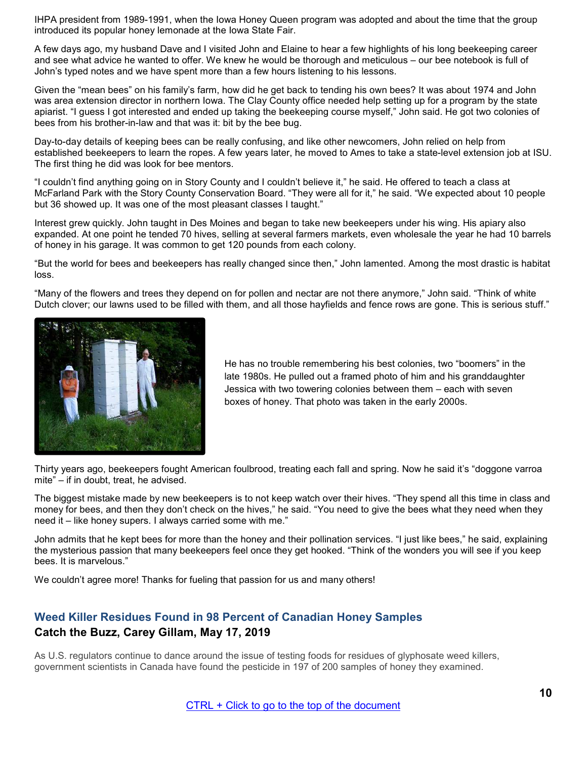IHPA president from 1989-1991, when the Iowa Honey Queen program was adopted and about the time that the group introduced its popular honey lemonade at the Iowa State Fair.

A few days ago, my husband Dave and I visited John and Elaine to hear a few highlights of his long beekeeping career and see what advice he wanted to offer. We knew he would be thorough and meticulous – our bee notebook is full of John's typed notes and we have spent more than a few hours listening to his lessons.

Given the "mean bees" on his family's farm, how did he get back to tending his own bees? It was about 1974 and John was area extension director in northern Iowa. The Clay County office needed help setting up for a program by the state apiarist. "I guess I got interested and ended up taking the beekeeping course myself," John said. He got two colonies of bees from his brother-in-law and that was it: bit by the bee bug.

Day-to-day details of keeping bees can be really confusing, and like other newcomers, John relied on help from established beekeepers to learn the ropes. A few years later, he moved to Ames to take a state-level extension job at ISU. The first thing he did was look for bee mentors.

"I couldn't find anything going on in Story County and I couldn't believe it," he said. He offered to teach a class at McFarland Park with the Story County Conservation Board. "They were all for it," he said. "We expected about 10 people but 36 showed up. It was one of the most pleasant classes I taught."

Interest grew quickly. John taught in Des Moines and began to take new beekeepers under his wing. His apiary also expanded. At one point he tended 70 hives, selling at several farmers markets, even wholesale the year he had 10 barrels of honey in his garage. It was common to get 120 pounds from each colony.

"But the world for bees and beekeepers has really changed since then," John lamented. Among the most drastic is habitat loss.

"Many of the flowers and trees they depend on for pollen and nectar are not there anymore," John said. "Think of white Dutch clover; our lawns used to be filled with them, and all those hayfields and fence rows are gone. This is serious stuff."

He has no trouble remembering his best colonies, two "boomers" in the late 1980s. He pulled out a framed photo of him and his granddaughter Jessica with two towering colonies between them – each with seven boxes of honey. That photo was taken in the early 2000s.

Thirty years ago, beekeepers fought American foulbrood, treating each fall and spring. Now he said it's "doggone varroa mite" – if in doubt, treat, he advised.

The biggest mistake made by new beekeepers is to not keep watch over their hives. "They spend all this time in class and money for bees, and then they don't check on the hives," he said. "You need to give the bees what they need when they need it – like honey supers. I always carried some with me."

John admits that he kept bees for more than the honey and their pollination services. "I just like bees," he said, explaining the mysterious passion that many beekeepers feel once they get hooked. "Think of the wonders you will see if you keep bees. It is marvelous."

We couldn't agree more! Thanks for fueling that passion for us and many others!

## Weed Killer Residues Found in 98 Percent of Canadian Honey Samples

**Catch the Buzz, Carey Gillam, May 17, 2019**

As U.S. regulators continue to dance around the issue of testing foods for residues of glyphosate weed killers, government scientists in Canada have found the pesticide in 197 of 200 samples of honey they examined.

CTRL + Click to go to the top of the document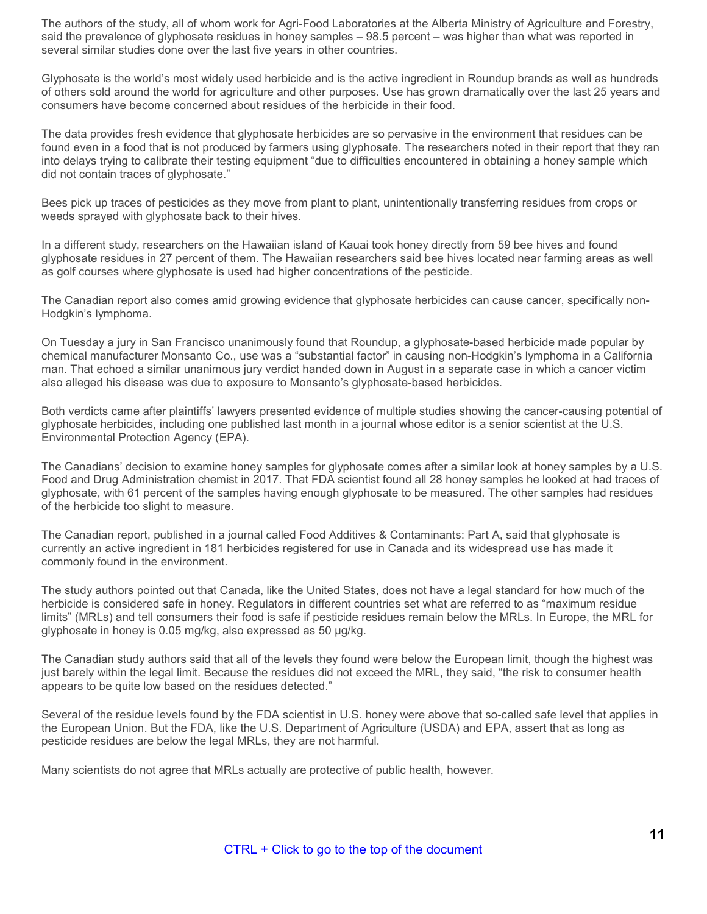The authors of the study, all of whom work for Agri-Food Laboratories at the Alberta Ministry of Agriculture and Forestry, said the prevalence of glyphosate residues in honey samples – 98.5 percent – was higher than what was reported in several similar studies done over the last five years in other countries.

Glyphosate is the world's most widely used herbicide and is the active ingredient in Roundup brands as well as hundreds of others sold around the world for agriculture and other purposes. Use has grown dramatically over the last 25 years and consumers have become concerned about residues of the herbicide in their food.

The data provides fresh evidence that glyphosate herbicides are so pervasive in the environment that residues can be found even in a food that is not produced by farmers using glyphosate. The researchers noted in their report that they ran into delays trying to calibrate their testing equipment "due to difficulties encountered in obtaining a honey sample which did not contain traces of glyphosate."

Bees pick up traces of pesticides as they move from plant to plant, unintentionally transferring residues from crops or weeds sprayed with glyphosate back to their hives.

In a different study, researchers on the Hawaiian island of Kauai took honey directly from 59 bee hives and found glyphosate residues in 27 percent of them. The Hawaiian researchers said bee hives located near farming areas as well as golf courses where glyphosate is used had higher concentrations of the pesticide.

The Canadian report also comes amid growing evidence that glyphosate herbicides can cause cancer, specifically non-Hodgkin's lymphoma.

On Tuesday a jury in San Francisco unanimously found that Roundup, a glyphosate-based herbicide made popular by chemical manufacturer Monsanto Co., use was a "substantial factor" in causing non-Hodgkin's lymphoma in a California man. That echoed a similar unanimous jury verdict handed down in August in a separate case in which a cancer victim also alleged his disease was due to exposure to Monsanto's glyphosate-based herbicides.

Both verdicts came after plaintiffs' lawyers presented evidence of multiple studies showing the cancer-causing potential of glyphosate herbicides, including one published last month in a journal whose editor is a senior scientist at the U.S. Environmental Protection Agency (EPA).

The Canadians' decision to examine honey samples for glyphosate comes after a similar look at honey samples by a U.S. Food and Drug Administration chemist in 2017. That FDA scientist found all 28 honey samples he looked at had traces of glyphosate, with 61 percent of the samples having enough glyphosate to be measured. The other samples had residues of the herbicide too slight to measure.

The Canadian report, published in a journal called Food Additives & Contaminants: Part A, said that glyphosate is currently an active ingredient in 181 herbicides registered for use in Canada and its widespread use has made it commonly found in the environment.

The study authors pointed out that Canada, like the United States, does not have a legal standard for how much of the herbicide is considered safe in honey. Regulators in different countries set what are referred to as "maximum residue limits" (MRLs) and tell consumers their food is safe if pesticide residues remain below the MRLs. In Europe, the MRL for glyphosate in honey is 0.05 mg/kg, also expressed as 50 µg/kg.

The Canadian study authors said that all of the levels they found were below the European limit, though the highest was just barely within the legal limit. Because the residues did not exceed the MRL, they said, "the risk to consumer health appears to be quite low based on the residues detected."

Several of the residue levels found by the FDA scientist in U.S. honey were above that so-called safe level that applies in the European Union. But the FDA, like the U.S. Department of Agriculture (USDA) and EPA, assert that as long as pesticide residues are below the legal MRLs, they are not harmful.

Many scientists do not agree that MRLs actually are protective of public health, however.

CTRL + Click to go to the top of the document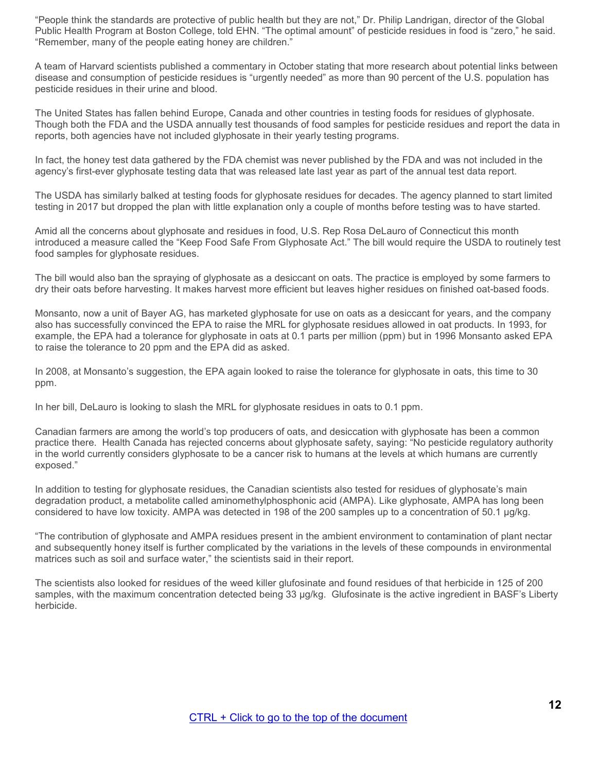"People think the standards are protective of public health but they are not," Dr. Philip Landrigan, director of the Global Public Health Program at Boston College, told EHN. "The optimal amount" of pesticide residues in food is "zero," he said. "Remember, many of the people eating honey are children."

A team of Harvard scientists published a commentary in October stating that more research about potential links between disease and consumption of pesticide residues is "urgently needed" as more than 90 percent of the U.S. population has pesticide residues in their urine and blood.

The United States has fallen behind Europe, Canada and other countries in testing foods for residues of glyphosate. Though both the FDA and the USDA annually test thousands of food samples for pesticide residues and report the data in reports, both agencies have not included glyphosate in their yearly testing programs.

In fact, the honey test data gathered by the FDA chemist was never published by the FDA and was not included in the agency's first-ever glyphosate testing data that was released late last year as part of the annual test data report.

The USDA has similarly balked at testing foods for glyphosate residues for decades. The agency planned to start limited testing in 2017 but dropped the plan with little explanation only a couple of months before testing was to have started.

Amid all the concerns about glyphosate and residues in food, U.S. Rep Rosa DeLauro of Connecticut this month introduced a measure called the "Keep Food Safe From Glyphosate Act." The bill would require the USDA to routinely test food samples for glyphosate residues.

The bill would also ban the spraying of glyphosate as a desiccant on oats. The practice is employed by some farmers to dry their oats before harvesting. It makes harvest more efficient but leaves higher residues on finished oat-based foods.

Monsanto, now a unit of Bayer AG, has marketed glyphosate for use on oats as a desiccant for years, and the company also has successfully convinced the EPA to raise the MRL for glyphosate residues allowed in oat products. In 1993, for example, the EPA had a tolerance for glyphosate in oats at 0.1 parts per million (ppm) but in 1996 Monsanto asked EPA to raise the tolerance to 20 ppm and the EPA did as asked.

In 2008, at Monsanto's suggestion, the EPA again looked to raise the tolerance for glyphosate in oats, this time to 30 ppm.

In her bill, DeLauro is looking to slash the MRL for glyphosate residues in oats to 0.1 ppm.

Canadian farmers are among the world's top producers of oats, and desiccation with glyphosate has been a common practice there. Health Canada has rejected concerns about glyphosate safety, saying: "No pesticide regulatory authority in the world currently considers glyphosate to be a cancer risk to humans at the levels at which humans are currently exposed."

In addition to testing for glyphosate residues, the Canadian scientists also tested for residues of glyphosate's main degradation product, a metabolite called aminomethylphosphonic acid (AMPA). Like glyphosate, AMPA has long been considered to have low toxicity. AMPA was detected in 198 of the 200 samples up to a concentration of 50.1 µg/kg.

"The contribution of glyphosate and AMPA residues present in the ambient environment to contamination of plant nectar and subsequently honey itself is further complicated by the variations in the levels of these compounds in environmental matrices such as soil and surface water," the scientists said in their report.

The scientists also looked for residues of the weed killer glufosinate and found residues of that herbicide in 125 of 200 samples, with the maximum concentration detected being 33 µg/kg. Glufosinate is the active ingredient in BASF's Liberty herbicide.

CTRL + Click to go to the top of the document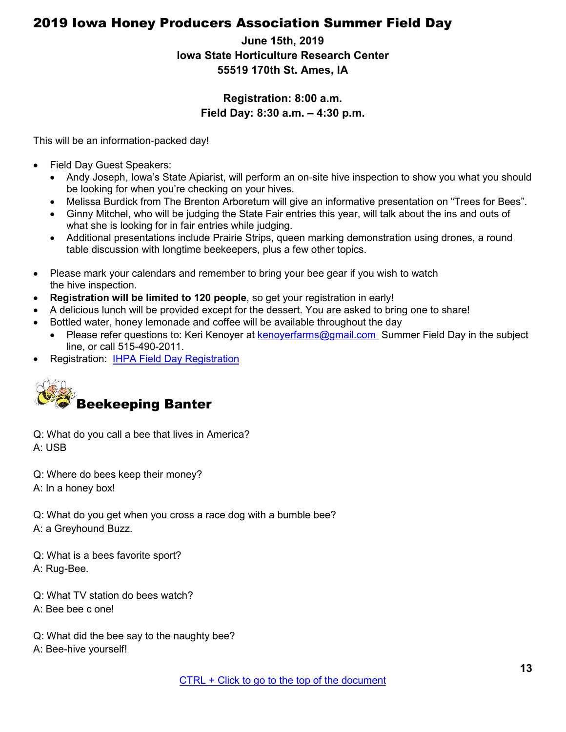# 2019 Iowa Honey Producers Association Summer Field Day

**June 15th, 2019**
**Iowa State Horticulture Research Center**
**55519 170th St. Ames, IA**

**Registration: 8:00 a.m.**
**Field Day: 8:30 a.m. – 4:30 p.m.**

This will be an information-packed day!

- Field Day Guest Speakers:
  - Andy Joseph, Iowa's State Apiarist, will perform an on-site hive inspection to show you what you should be looking for when you're checking on your hives.
  - Melissa Burdick from The Brenton Arboretum will give an informative presentation on "Trees for Bees".
  - Ginny Mitchel, who will be judging the State Fair entries this year, will talk about the ins and outs of what she is looking for in fair entries while judging.
  - Additional presentations include Prairie Strips, queen marking demonstration using drones, a round table discussion with longtime beekeepers, plus a few other topics.
- Please mark your calendars and remember to bring your bee gear if you wish to watch the hive inspection.
- **Registration will be limited to 120 people**, so get your registration in early!
- A delicious lunch will be provided except for the dessert. You are asked to bring one to share!
- Bottled water, honey lemonade and coffee will be available throughout the day
  - Please refer questions to: Keri Kenoyer at kenoyerfarms@gmail.com Summer Field Day in the subject line, or call 515-490-2011.
- Registration: IHPA Field Day Registration

## Beekeeping Banter

Q: What do you call a bee that lives in America?
A: USB

Q: Where do bees keep their money?
A: In a honey box!

Q: What do you get when you cross a race dog with a bumble bee?
A: a Greyhound Buzz.

Q: What is a bees favorite sport?
A: Rug-Bee.

Q: What TV station do bees watch?
A: Bee bee c one!

Q: What did the bee say to the naughty bee?
A: Bee-hive yourself!

CTRL + Click to go to the top of the document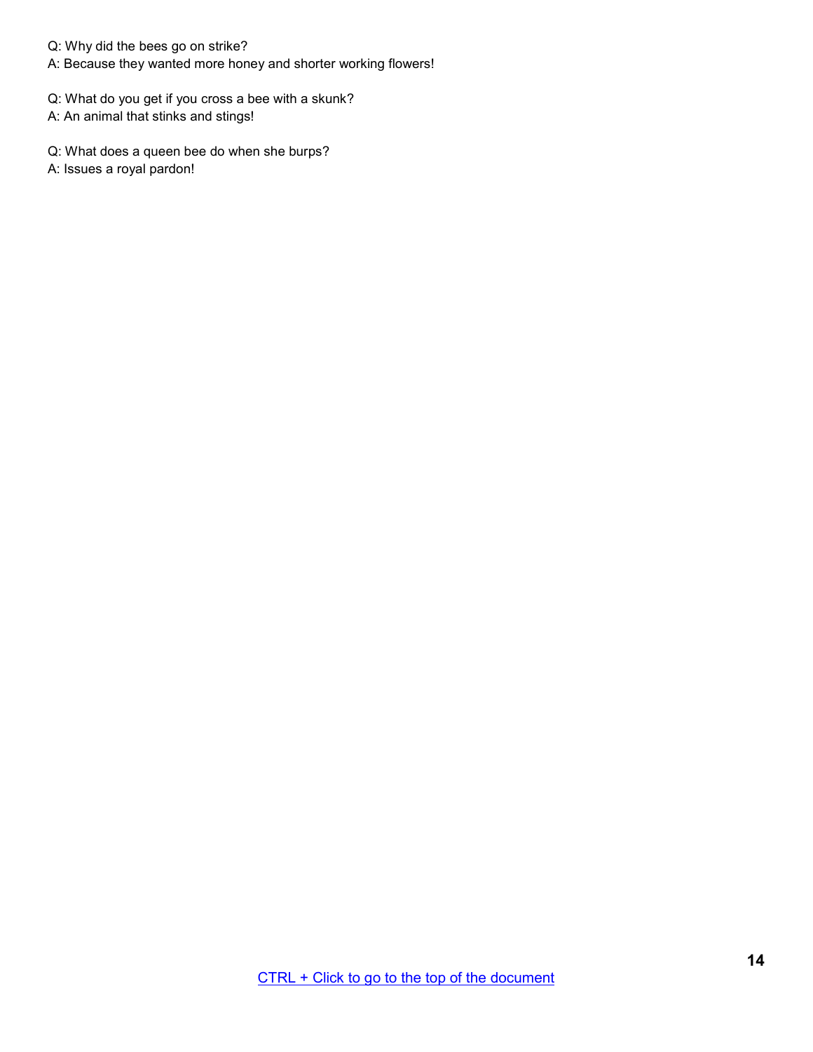Q: Why did the bees go on strike?
A: Because they wanted more honey and shorter working flowers!

Q: What do you get if you cross a bee with a skunk?
A: An animal that stinks and stings!

Q: What does a queen bee do when she burps?
A: Issues a royal pardon!

CTRL + Click to go to the top of the document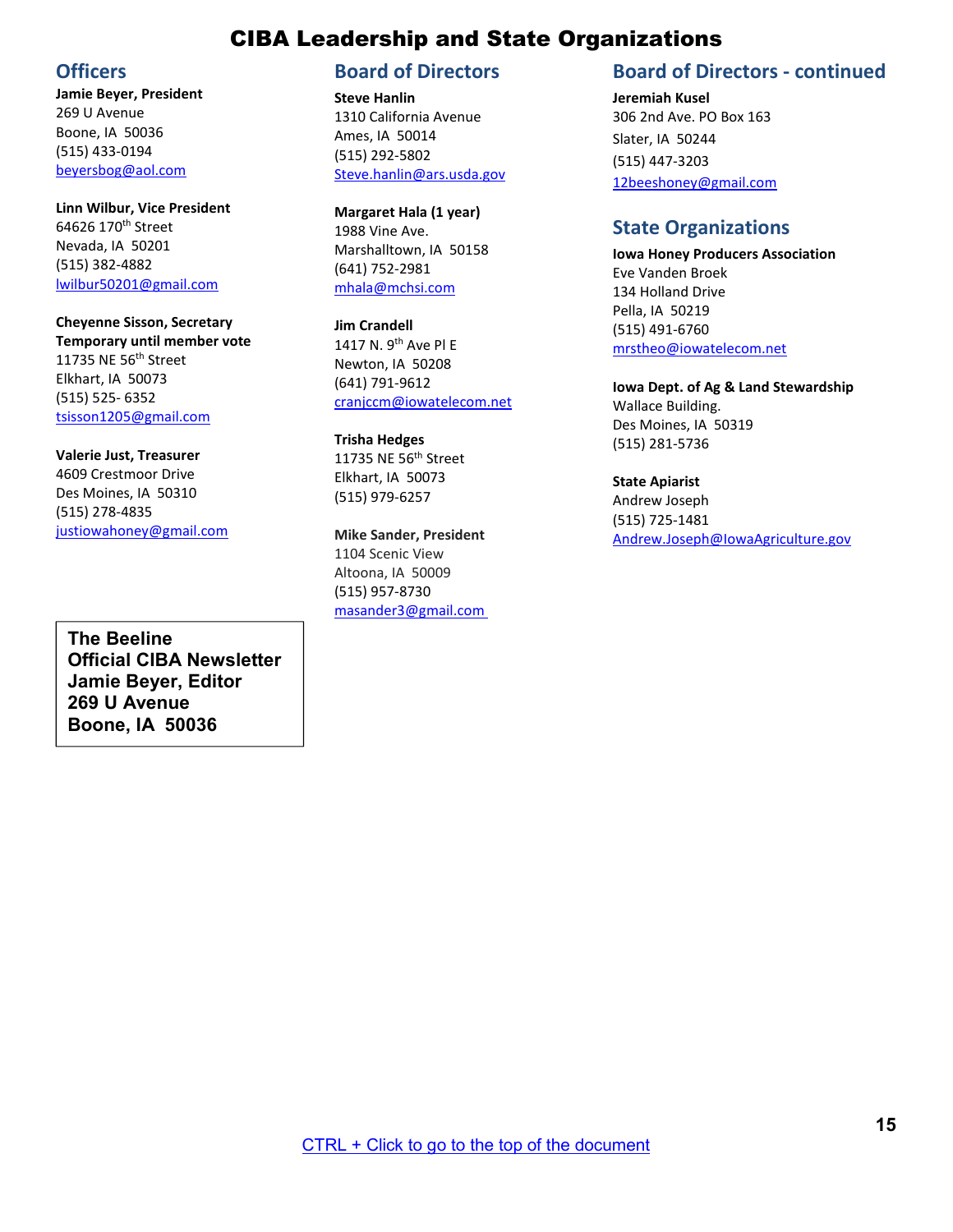# CIBA Leadership and State Organizations

## Officers

**Jamie Beyer, President**
269 U Avenue
Boone, IA 50036
(515) 433-0194
beyersbog@aol.com

**Linn Wilbur, Vice President**
64626 170th Street
Nevada, IA 50201
(515) 382-4882
lwilbur50201@gmail.com

**Cheyenne Sisson, Secretary**
**Temporary until member vote**
11735 NE 56th Street
Elkhart, IA 50073
(515) 525- 6352
tsisson1205@gmail.com

**Valerie Just, Treasurer**
4609 Crestmoor Drive
Des Moines, IA 50310
(515) 278-4835
justiowahoney@gmail.com

**The Beeline**
**Official CIBA Newsletter**
**Jamie Beyer, Editor**
**269 U Avenue**
**Boone, IA 50036**

## Board of Directors

**Steve Hanlin**
1310 California Avenue
Ames, IA 50014
(515) 292-5802
Steve.hanlin@ars.usda.gov

**Margaret Hala (1 year)**
1988 Vine Ave.
Marshalltown, IA 50158
(641) 752-2981
mhala@mchsi.com

**Jim Crandell**
1417 N. 9th Ave Pl E
Newton, IA 50208
(641) 791-9612
cranjccm@iowatelecom.net

**Trisha Hedges**
11735 NE 56th Street
Elkhart, IA 50073
(515) 979-6257

**Mike Sander, President**
1104 Scenic View
Altoona, IA 50009
(515) 957-8730
masander3@gmail.com

## Board of Directors - continued

**Jeremiah Kusel**
306 2nd Ave. PO Box 163
Slater, IA 50244
(515) 447-3203
12beeshoney@gmail.com

## State Organizations

**Iowa Honey Producers Association**
Eve Vanden Broek
134 Holland Drive
Pella, IA 50219
(515) 491-6760
mrstheo@iowatelecom.net

**Iowa Dept. of Ag & Land Stewardship**
Wallace Building.
Des Moines, IA 50319
(515) 281-5736

**State Apiarist**
Andrew Joseph
(515) 725-1481
Andrew.Joseph@IowaAgriculture.gov

CTRL + Click to go to the top of the document